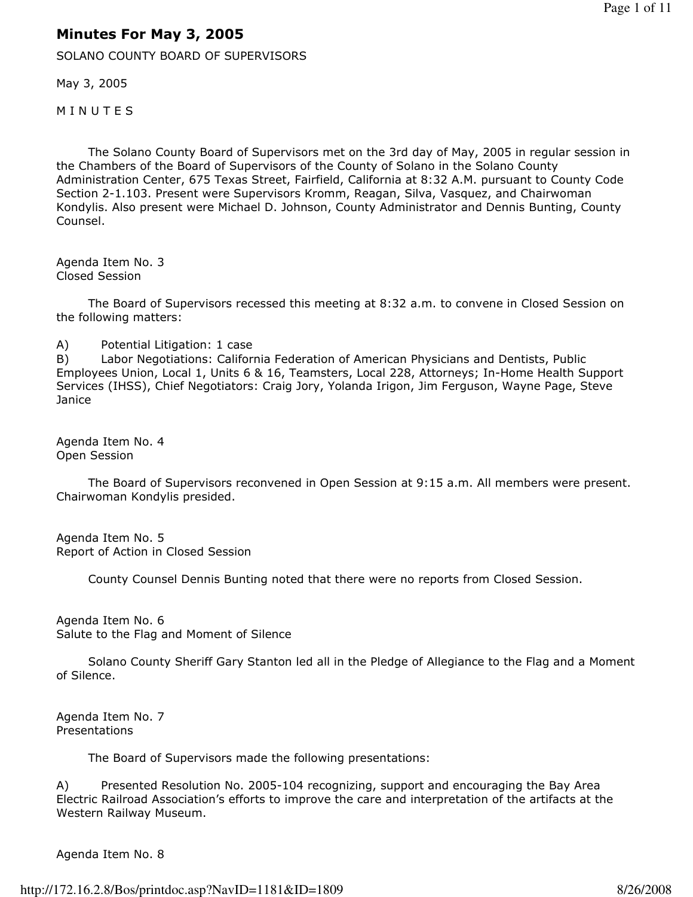# Minutes For May 3, 2005

SOLANO COUNTY BOARD OF SUPERVISORS

May 3, 2005

M I N U T E S

The Solano County Board of Supervisors met on the 3rd day of May, 2005 in regular session in the Chambers of the Board of Supervisors of the County of Solano in the Solano County Administration Center, 675 Texas Street, Fairfield, California at 8:32 A.M. pursuant to County Code Section 2-1.103. Present were Supervisors Kromm, Reagan, Silva, Vasquez, and Chairwoman Kondylis. Also present were Michael D. Johnson, County Administrator and Dennis Bunting, County Counsel.

Agenda Item No. 3
Closed Session

The Board of Supervisors recessed this meeting at 8:32 a.m. to convene in Closed Session on the following matters:

A) Potential Litigation: 1 case
B) Labor Negotiations: California Federation of American Physicians and Dentists, Public Employees Union, Local 1, Units 6 & 16, Teamsters, Local 228, Attorneys; In-Home Health Support Services (IHSS), Chief Negotiators: Craig Jory, Yolanda Irigon, Jim Ferguson, Wayne Page, Steve Janice

Agenda Item No. 4
Open Session

The Board of Supervisors reconvened in Open Session at 9:15 a.m. All members were present. Chairwoman Kondylis presided.

Agenda Item No. 5
Report of Action in Closed Session

County Counsel Dennis Bunting noted that there were no reports from Closed Session.

Agenda Item No. 6
Salute to the Flag and Moment of Silence

Solano County Sheriff Gary Stanton led all in the Pledge of Allegiance to the Flag and a Moment of Silence.

Agenda Item No. 7
Presentations

The Board of Supervisors made the following presentations:

A) Presented Resolution No. 2005-104 recognizing, support and encouraging the Bay Area Electric Railroad Association's efforts to improve the care and interpretation of the artifacts at the Western Railway Museum.

Agenda Item No. 8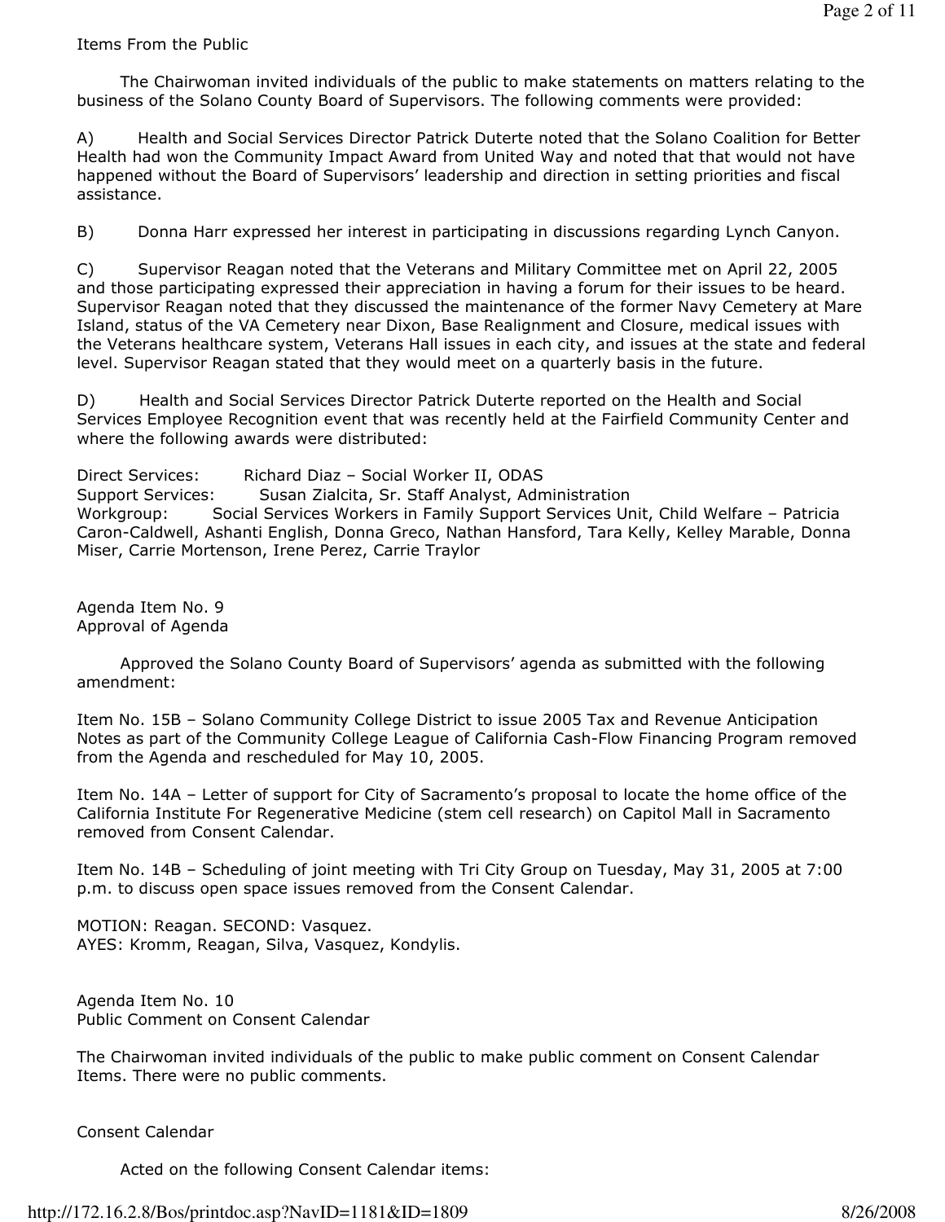Items From the Public

The Chairwoman invited individuals of the public to make statements on matters relating to the business of the Solano County Board of Supervisors. The following comments were provided:

A) Health and Social Services Director Patrick Duterte noted that the Solano Coalition for Better Health had won the Community Impact Award from United Way and noted that that would not have happened without the Board of Supervisors' leadership and direction in setting priorities and fiscal assistance.

B) Donna Harr expressed her interest in participating in discussions regarding Lynch Canyon.

C) Supervisor Reagan noted that the Veterans and Military Committee met on April 22, 2005 and those participating expressed their appreciation in having a forum for their issues to be heard. Supervisor Reagan noted that they discussed the maintenance of the former Navy Cemetery at Mare Island, status of the VA Cemetery near Dixon, Base Realignment and Closure, medical issues with the Veterans healthcare system, Veterans Hall issues in each city, and issues at the state and federal level. Supervisor Reagan stated that they would meet on a quarterly basis in the future.

D) Health and Social Services Director Patrick Duterte reported on the Health and Social Services Employee Recognition event that was recently held at the Fairfield Community Center and where the following awards were distributed:

Direct Services: Richard Diaz – Social Worker II, ODAS
Support Services: Susan Zialcita, Sr. Staff Analyst, Administration
Workgroup: Social Services Workers in Family Support Services Unit, Child Welfare – Patricia Caron-Caldwell, Ashanti English, Donna Greco, Nathan Hansford, Tara Kelly, Kelley Marable, Donna Miser, Carrie Mortenson, Irene Perez, Carrie Traylor

Agenda Item No. 9
Approval of Agenda

Approved the Solano County Board of Supervisors' agenda as submitted with the following amendment:

Item No. 15B – Solano Community College District to issue 2005 Tax and Revenue Anticipation Notes as part of the Community College League of California Cash-Flow Financing Program removed from the Agenda and rescheduled for May 10, 2005.

Item No. 14A – Letter of support for City of Sacramento's proposal to locate the home office of the California Institute For Regenerative Medicine (stem cell research) on Capitol Mall in Sacramento removed from Consent Calendar.

Item No. 14B – Scheduling of joint meeting with Tri City Group on Tuesday, May 31, 2005 at 7:00 p.m. to discuss open space issues removed from the Consent Calendar.

MOTION: Reagan. SECOND: Vasquez.
AYES: Kromm, Reagan, Silva, Vasquez, Kondylis.

Agenda Item No. 10
Public Comment on Consent Calendar

The Chairwoman invited individuals of the public to make public comment on Consent Calendar Items. There were no public comments.

Consent Calendar

Acted on the following Consent Calendar items: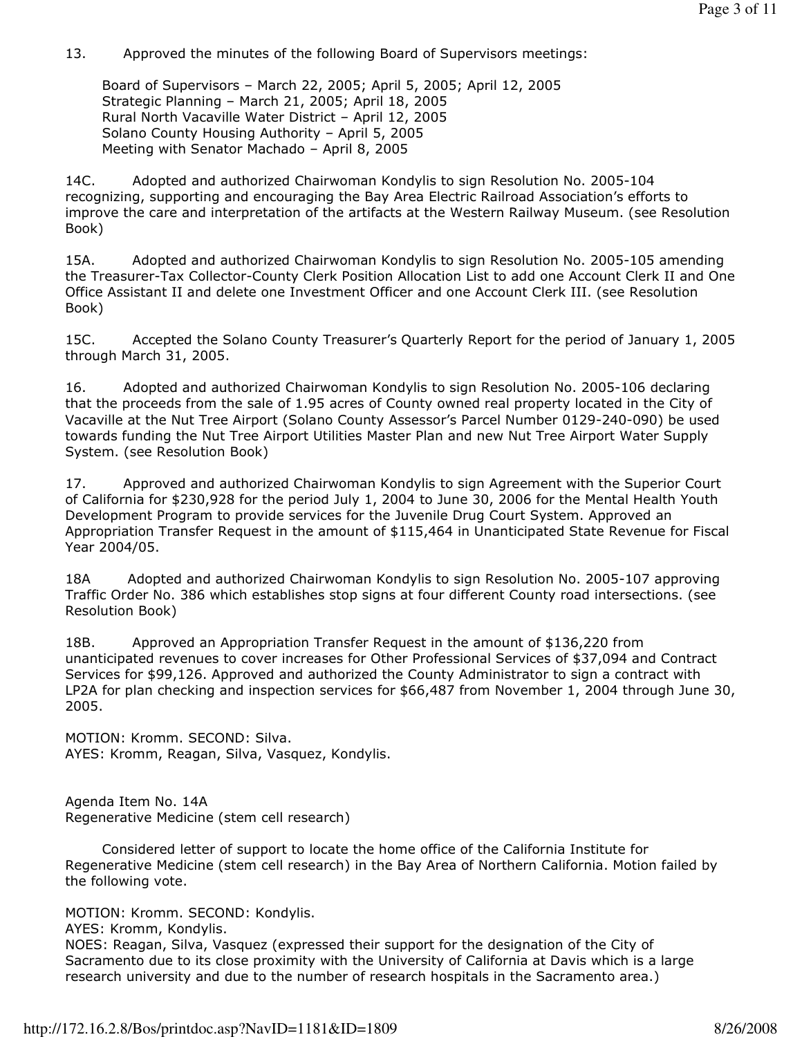13. Approved the minutes of the following Board of Supervisors meetings:

Board of Supervisors – March 22, 2005; April 5, 2005; April 12, 2005
Strategic Planning – March 21, 2005; April 18, 2005
Rural North Vacaville Water District – April 12, 2005
Solano County Housing Authority – April 5, 2005
Meeting with Senator Machado – April 8, 2005

14C. Adopted and authorized Chairwoman Kondylis to sign Resolution No. 2005-104 recognizing, supporting and encouraging the Bay Area Electric Railroad Association's efforts to improve the care and interpretation of the artifacts at the Western Railway Museum. (see Resolution Book)

15A. Adopted and authorized Chairwoman Kondylis to sign Resolution No. 2005-105 amending the Treasurer-Tax Collector-County Clerk Position Allocation List to add one Account Clerk II and One Office Assistant II and delete one Investment Officer and one Account Clerk III. (see Resolution Book)

15C. Accepted the Solano County Treasurer's Quarterly Report for the period of January 1, 2005 through March 31, 2005.

16. Adopted and authorized Chairwoman Kondylis to sign Resolution No. 2005-106 declaring that the proceeds from the sale of 1.95 acres of County owned real property located in the City of Vacaville at the Nut Tree Airport (Solano County Assessor's Parcel Number 0129-240-090) be used towards funding the Nut Tree Airport Utilities Master Plan and new Nut Tree Airport Water Supply System. (see Resolution Book)

17. Approved and authorized Chairwoman Kondylis to sign Agreement with the Superior Court of California for $230,928 for the period July 1, 2004 to June 30, 2006 for the Mental Health Youth Development Program to provide services for the Juvenile Drug Court System. Approved an Appropriation Transfer Request in the amount of $115,464 in Unanticipated State Revenue for Fiscal Year 2004/05.

18A Adopted and authorized Chairwoman Kondylis to sign Resolution No. 2005-107 approving Traffic Order No. 386 which establishes stop signs at four different County road intersections. (see Resolution Book)

18B. Approved an Appropriation Transfer Request in the amount of $136,220 from unanticipated revenues to cover increases for Other Professional Services of $37,094 and Contract Services for $99,126. Approved and authorized the County Administrator to sign a contract with LP2A for plan checking and inspection services for $66,487 from November 1, 2004 through June 30, 2005.

MOTION: Kromm. SECOND: Silva.
AYES: Kromm, Reagan, Silva, Vasquez, Kondylis.

Agenda Item No. 14A
Regenerative Medicine (stem cell research)

Considered letter of support to locate the home office of the California Institute for Regenerative Medicine (stem cell research) in the Bay Area of Northern California. Motion failed by the following vote.

MOTION: Kromm. SECOND: Kondylis.
AYES: Kromm, Kondylis.
NOES: Reagan, Silva, Vasquez (expressed their support for the designation of the City of Sacramento due to its close proximity with the University of California at Davis which is a large research university and due to the number of research hospitals in the Sacramento area.)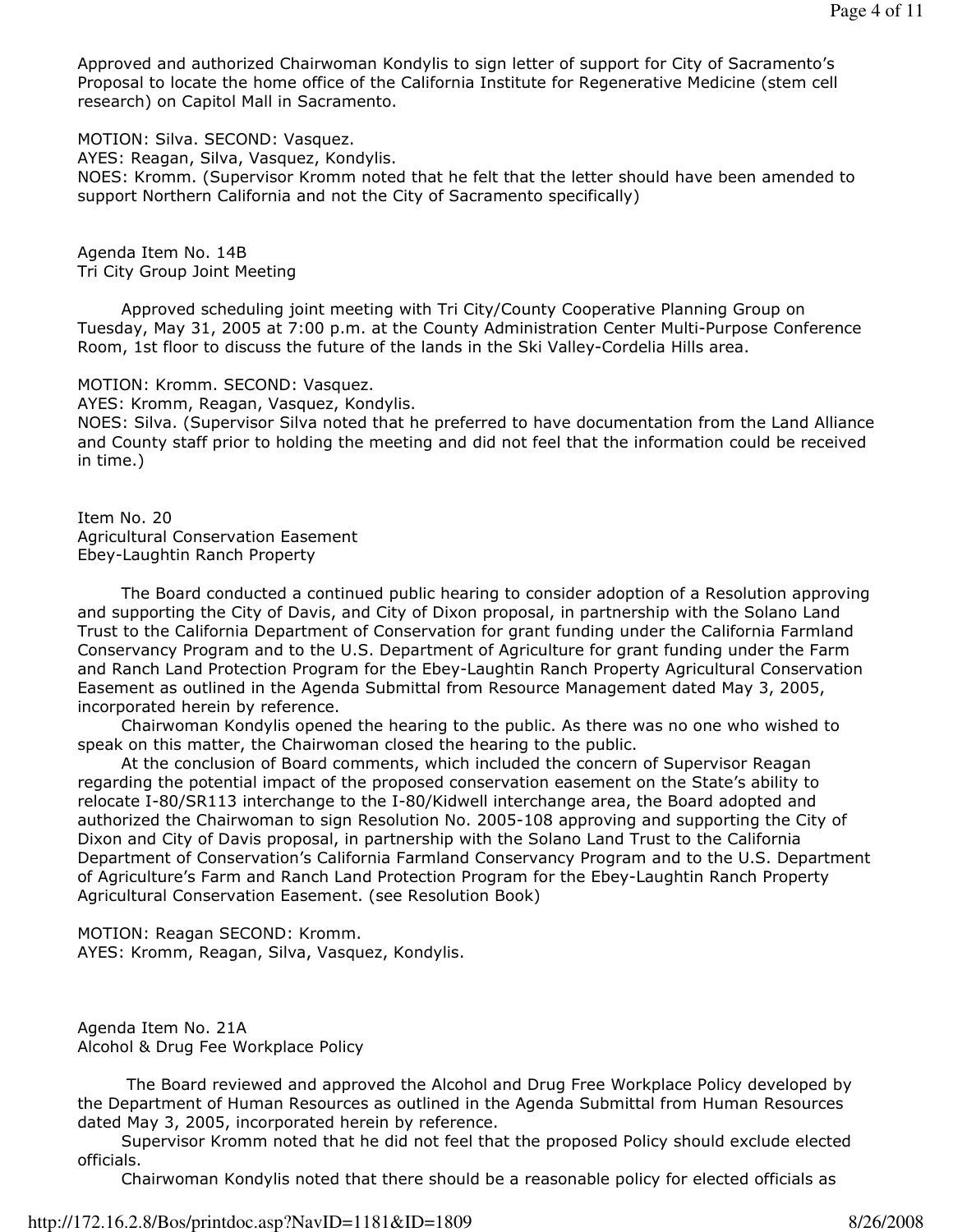Approved and authorized Chairwoman Kondylis to sign letter of support for City of Sacramento's Proposal to locate the home office of the California Institute for Regenerative Medicine (stem cell research) on Capitol Mall in Sacramento.

MOTION: Silva. SECOND: Vasquez.
AYES: Reagan, Silva, Vasquez, Kondylis.
NOES: Kromm. (Supervisor Kromm noted that he felt that the letter should have been amended to support Northern California and not the City of Sacramento specifically)

Agenda Item No. 14B
Tri City Group Joint Meeting

Approved scheduling joint meeting with Tri City/County Cooperative Planning Group on Tuesday, May 31, 2005 at 7:00 p.m. at the County Administration Center Multi-Purpose Conference Room, 1st floor to discuss the future of the lands in the Ski Valley-Cordelia Hills area.

MOTION: Kromm. SECOND: Vasquez.
AYES: Kromm, Reagan, Vasquez, Kondylis.
NOES: Silva. (Supervisor Silva noted that he preferred to have documentation from the Land Alliance and County staff prior to holding the meeting and did not feel that the information could be received in time.)

Item No. 20
Agricultural Conservation Easement
Ebey-Laughtin Ranch Property

The Board conducted a continued public hearing to consider adoption of a Resolution approving and supporting the City of Davis, and City of Dixon proposal, in partnership with the Solano Land Trust to the California Department of Conservation for grant funding under the California Farmland Conservancy Program and to the U.S. Department of Agriculture for grant funding under the Farm and Ranch Land Protection Program for the Ebey-Laughtin Ranch Property Agricultural Conservation Easement as outlined in the Agenda Submittal from Resource Management dated May 3, 2005, incorporated herein by reference.

Chairwoman Kondylis opened the hearing to the public. As there was no one who wished to speak on this matter, the Chairwoman closed the hearing to the public.

At the conclusion of Board comments, which included the concern of Supervisor Reagan regarding the potential impact of the proposed conservation easement on the State's ability to relocate I-80/SR113 interchange to the I-80/Kidwell interchange area, the Board adopted and authorized the Chairwoman to sign Resolution No. 2005-108 approving and supporting the City of Dixon and City of Davis proposal, in partnership with the Solano Land Trust to the California Department of Conservation's California Farmland Conservancy Program and to the U.S. Department of Agriculture's Farm and Ranch Land Protection Program for the Ebey-Laughtin Ranch Property Agricultural Conservation Easement. (see Resolution Book)

MOTION: Reagan SECOND: Kromm.
AYES: Kromm, Reagan, Silva, Vasquez, Kondylis.

Agenda Item No. 21A
Alcohol & Drug Fee Workplace Policy

The Board reviewed and approved the Alcohol and Drug Free Workplace Policy developed by the Department of Human Resources as outlined in the Agenda Submittal from Human Resources dated May 3, 2005, incorporated herein by reference.

Supervisor Kromm noted that he did not feel that the proposed Policy should exclude elected officials.

Chairwoman Kondylis noted that there should be a reasonable policy for elected officials as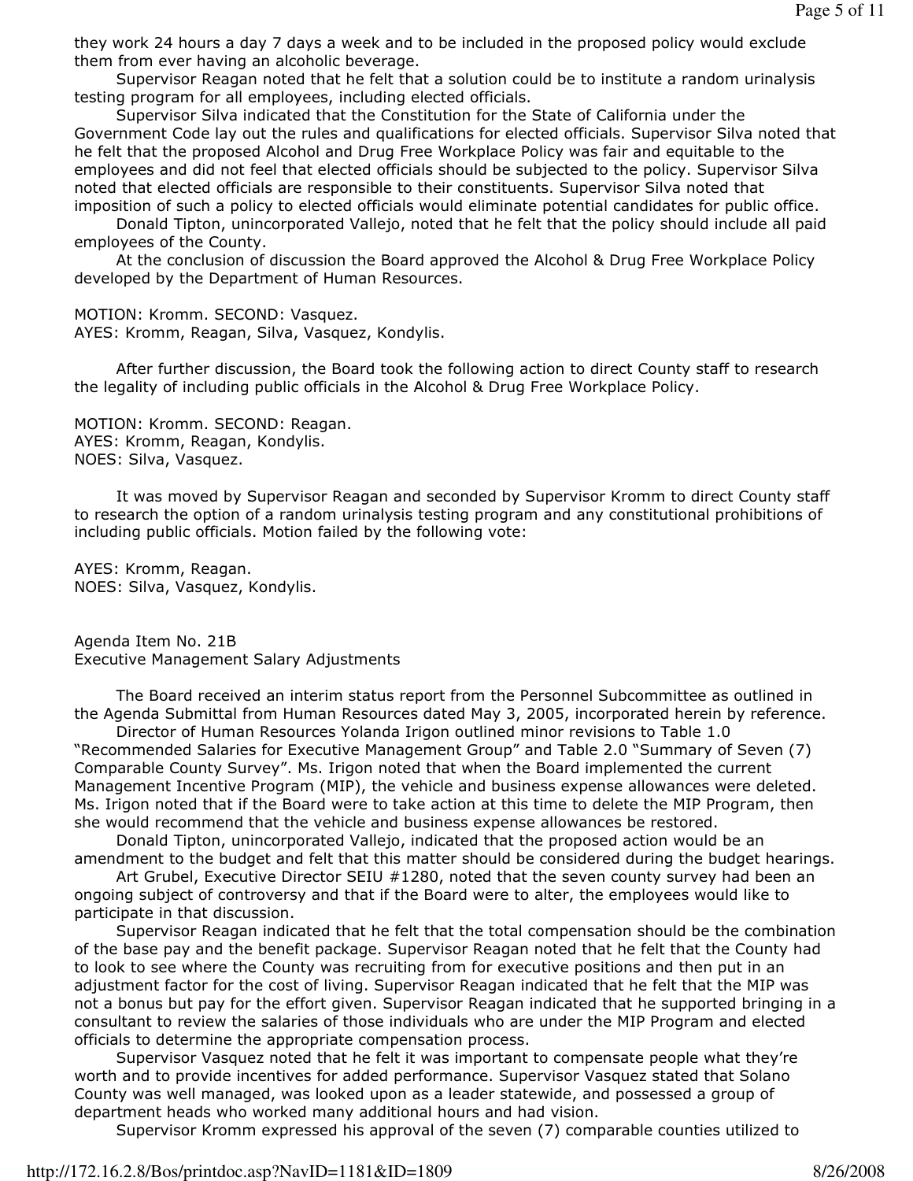they work 24 hours a day 7 days a week and to be included in the proposed policy would exclude them from ever having an alcoholic beverage.

Supervisor Reagan noted that he felt that a solution could be to institute a random urinalysis testing program for all employees, including elected officials.

Supervisor Silva indicated that the Constitution for the State of California under the Government Code lay out the rules and qualifications for elected officials. Supervisor Silva noted that he felt that the proposed Alcohol and Drug Free Workplace Policy was fair and equitable to the employees and did not feel that elected officials should be subjected to the policy. Supervisor Silva noted that elected officials are responsible to their constituents. Supervisor Silva noted that imposition of such a policy to elected officials would eliminate potential candidates for public office.

Donald Tipton, unincorporated Vallejo, noted that he felt that the policy should include all paid employees of the County.

At the conclusion of discussion the Board approved the Alcohol & Drug Free Workplace Policy developed by the Department of Human Resources.

MOTION: Kromm. SECOND: Vasquez.
AYES: Kromm, Reagan, Silva, Vasquez, Kondylis.

After further discussion, the Board took the following action to direct County staff to research the legality of including public officials in the Alcohol & Drug Free Workplace Policy.

MOTION: Kromm. SECOND: Reagan.
AYES: Kromm, Reagan, Kondylis.
NOES: Silva, Vasquez.

It was moved by Supervisor Reagan and seconded by Supervisor Kromm to direct County staff to research the option of a random urinalysis testing program and any constitutional prohibitions of including public officials. Motion failed by the following vote:

AYES: Kromm, Reagan.
NOES: Silva, Vasquez, Kondylis.

Agenda Item No. 21B
Executive Management Salary Adjustments

The Board received an interim status report from the Personnel Subcommittee as outlined in the Agenda Submittal from Human Resources dated May 3, 2005, incorporated herein by reference.

Director of Human Resources Yolanda Irigon outlined minor revisions to Table 1.0 "Recommended Salaries for Executive Management Group" and Table 2.0 "Summary of Seven (7) Comparable County Survey". Ms. Irigon noted that when the Board implemented the current Management Incentive Program (MIP), the vehicle and business expense allowances were deleted. Ms. Irigon noted that if the Board were to take action at this time to delete the MIP Program, then she would recommend that the vehicle and business expense allowances be restored.

Donald Tipton, unincorporated Vallejo, indicated that the proposed action would be an amendment to the budget and felt that this matter should be considered during the budget hearings.

Art Grubel, Executive Director SEIU #1280, noted that the seven county survey had been an ongoing subject of controversy and that if the Board were to alter, the employees would like to participate in that discussion.

Supervisor Reagan indicated that he felt that the total compensation should be the combination of the base pay and the benefit package. Supervisor Reagan noted that he felt that the County had to look to see where the County was recruiting from for executive positions and then put in an adjustment factor for the cost of living. Supervisor Reagan indicated that he felt that the MIP was not a bonus but pay for the effort given. Supervisor Reagan indicated that he supported bringing in a consultant to review the salaries of those individuals who are under the MIP Program and elected officials to determine the appropriate compensation process.

Supervisor Vasquez noted that he felt it was important to compensate people what they're worth and to provide incentives for added performance. Supervisor Vasquez stated that Solano County was well managed, was looked upon as a leader statewide, and possessed a group of department heads who worked many additional hours and had vision.

Supervisor Kromm expressed his approval of the seven (7) comparable counties utilized to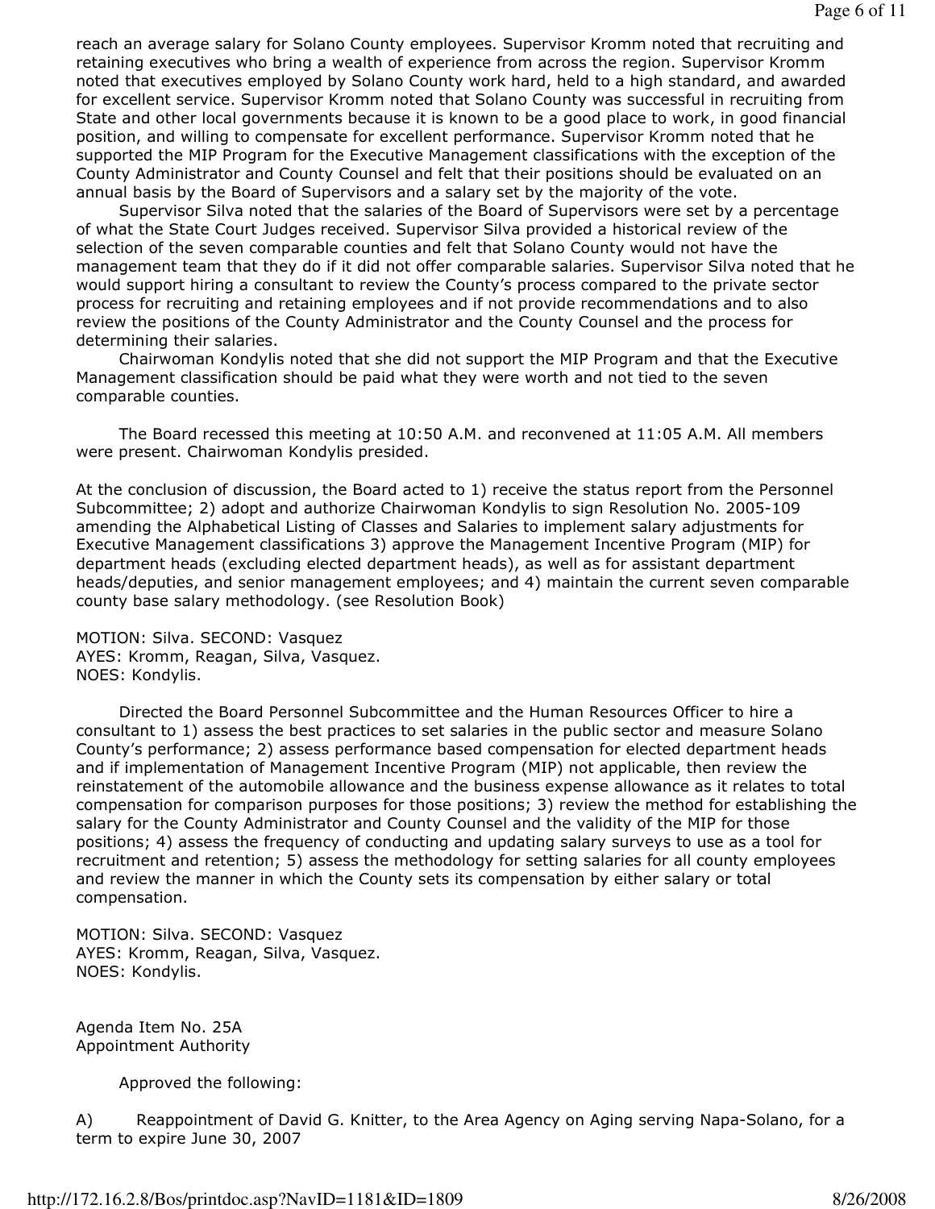reach an average salary for Solano County employees. Supervisor Kromm noted that recruiting and retaining executives who bring a wealth of experience from across the region. Supervisor Kromm noted that executives employed by Solano County work hard, held to a high standard, and awarded for excellent service. Supervisor Kromm noted that Solano County was successful in recruiting from State and other local governments because it is known to be a good place to work, in good financial position, and willing to compensate for excellent performance. Supervisor Kromm noted that he supported the MIP Program for the Executive Management classifications with the exception of the County Administrator and County Counsel and felt that their positions should be evaluated on an annual basis by the Board of Supervisors and a salary set by the majority of the vote.

Supervisor Silva noted that the salaries of the Board of Supervisors were set by a percentage of what the State Court Judges received. Supervisor Silva provided a historical review of the selection of the seven comparable counties and felt that Solano County would not have the management team that they do if it did not offer comparable salaries. Supervisor Silva noted that he would support hiring a consultant to review the County's process compared to the private sector process for recruiting and retaining employees and if not provide recommendations and to also review the positions of the County Administrator and the County Counsel and the process for determining their salaries.

Chairwoman Kondylis noted that she did not support the MIP Program and that the Executive Management classification should be paid what they were worth and not tied to the seven comparable counties.

The Board recessed this meeting at 10:50 A.M. and reconvened at 11:05 A.M. All members were present. Chairwoman Kondylis presided.

At the conclusion of discussion, the Board acted to 1) receive the status report from the Personnel Subcommittee; 2) adopt and authorize Chairwoman Kondylis to sign Resolution No. 2005-109 amending the Alphabetical Listing of Classes and Salaries to implement salary adjustments for Executive Management classifications 3) approve the Management Incentive Program (MIP) for department heads (excluding elected department heads), as well as for assistant department heads/deputies, and senior management employees; and 4) maintain the current seven comparable county base salary methodology. (see Resolution Book)

MOTION: Silva. SECOND: Vasquez
AYES: Kromm, Reagan, Silva, Vasquez.
NOES: Kondylis.

Directed the Board Personnel Subcommittee and the Human Resources Officer to hire a consultant to 1) assess the best practices to set salaries in the public sector and measure Solano County's performance; 2) assess performance based compensation for elected department heads and if implementation of Management Incentive Program (MIP) not applicable, then review the reinstatement of the automobile allowance and the business expense allowance as it relates to total compensation for comparison purposes for those positions; 3) review the method for establishing the salary for the County Administrator and County Counsel and the validity of the MIP for those positions; 4) assess the frequency of conducting and updating salary surveys to use as a tool for recruitment and retention; 5) assess the methodology for setting salaries for all county employees and review the manner in which the County sets its compensation by either salary or total compensation.

MOTION: Silva. SECOND: Vasquez
AYES: Kromm, Reagan, Silva, Vasquez.
NOES: Kondylis.

Agenda Item No. 25A
Appointment Authority

Approved the following:

A) Reappointment of David G. Knitter, to the Area Agency on Aging serving Napa-Solano, for a term to expire June 30, 2007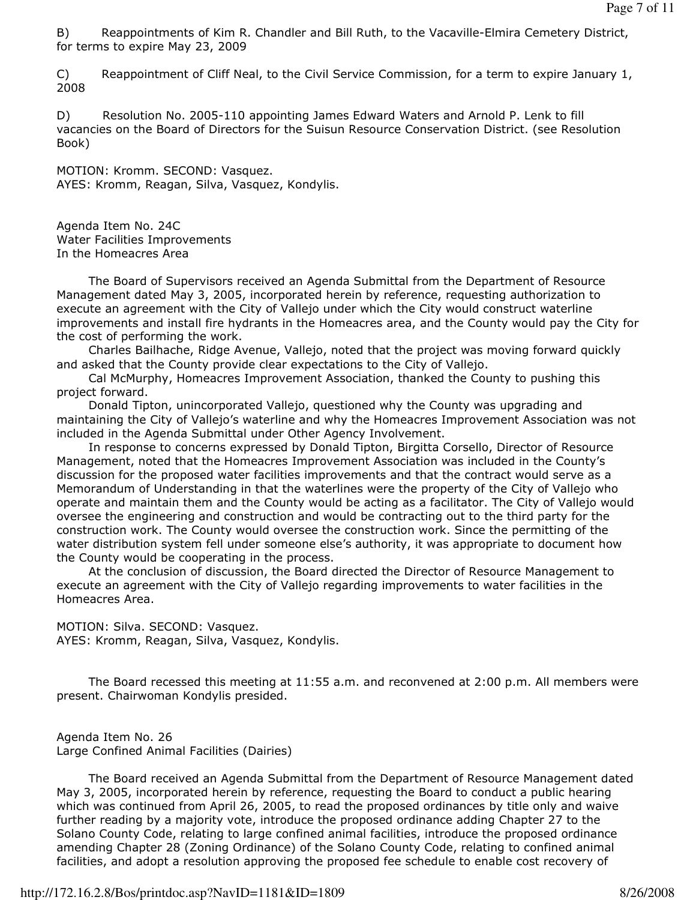B) Reappointments of Kim R. Chandler and Bill Ruth, to the Vacaville-Elmira Cemetery District, for terms to expire May 23, 2009

C) Reappointment of Cliff Neal, to the Civil Service Commission, for a term to expire January 1, 2008

D) Resolution No. 2005-110 appointing James Edward Waters and Arnold P. Lenk to fill vacancies on the Board of Directors for the Suisun Resource Conservation District. (see Resolution Book)

MOTION: Kromm. SECOND: Vasquez.
AYES: Kromm, Reagan, Silva, Vasquez, Kondylis.

Agenda Item No. 24C
Water Facilities Improvements
In the Homeacres Area

The Board of Supervisors received an Agenda Submittal from the Department of Resource Management dated May 3, 2005, incorporated herein by reference, requesting authorization to execute an agreement with the City of Vallejo under which the City would construct waterline improvements and install fire hydrants in the Homeacres area, and the County would pay the City for the cost of performing the work.

Charles Bailhache, Ridge Avenue, Vallejo, noted that the project was moving forward quickly and asked that the County provide clear expectations to the City of Vallejo.

Cal McMurphy, Homeacres Improvement Association, thanked the County to pushing this project forward.

Donald Tipton, unincorporated Vallejo, questioned why the County was upgrading and maintaining the City of Vallejo's waterline and why the Homeacres Improvement Association was not included in the Agenda Submittal under Other Agency Involvement.

In response to concerns expressed by Donald Tipton, Birgitta Corsello, Director of Resource Management, noted that the Homeacres Improvement Association was included in the County's discussion for the proposed water facilities improvements and that the contract would serve as a Memorandum of Understanding in that the waterlines were the property of the City of Vallejo who operate and maintain them and the County would be acting as a facilitator. The City of Vallejo would oversee the engineering and construction and would be contracting out to the third party for the construction work. The County would oversee the construction work. Since the permitting of the water distribution system fell under someone else's authority, it was appropriate to document how the County would be cooperating in the process.

At the conclusion of discussion, the Board directed the Director of Resource Management to execute an agreement with the City of Vallejo regarding improvements to water facilities in the Homeacres Area.

MOTION: Silva. SECOND: Vasquez.
AYES: Kromm, Reagan, Silva, Vasquez, Kondylis.

The Board recessed this meeting at 11:55 a.m. and reconvened at 2:00 p.m. All members were present. Chairwoman Kondylis presided.

Agenda Item No. 26
Large Confined Animal Facilities (Dairies)

The Board received an Agenda Submittal from the Department of Resource Management dated May 3, 2005, incorporated herein by reference, requesting the Board to conduct a public hearing which was continued from April 26, 2005, to read the proposed ordinances by title only and waive further reading by a majority vote, introduce the proposed ordinance adding Chapter 27 to the Solano County Code, relating to large confined animal facilities, introduce the proposed ordinance amending Chapter 28 (Zoning Ordinance) of the Solano County Code, relating to confined animal facilities, and adopt a resolution approving the proposed fee schedule to enable cost recovery of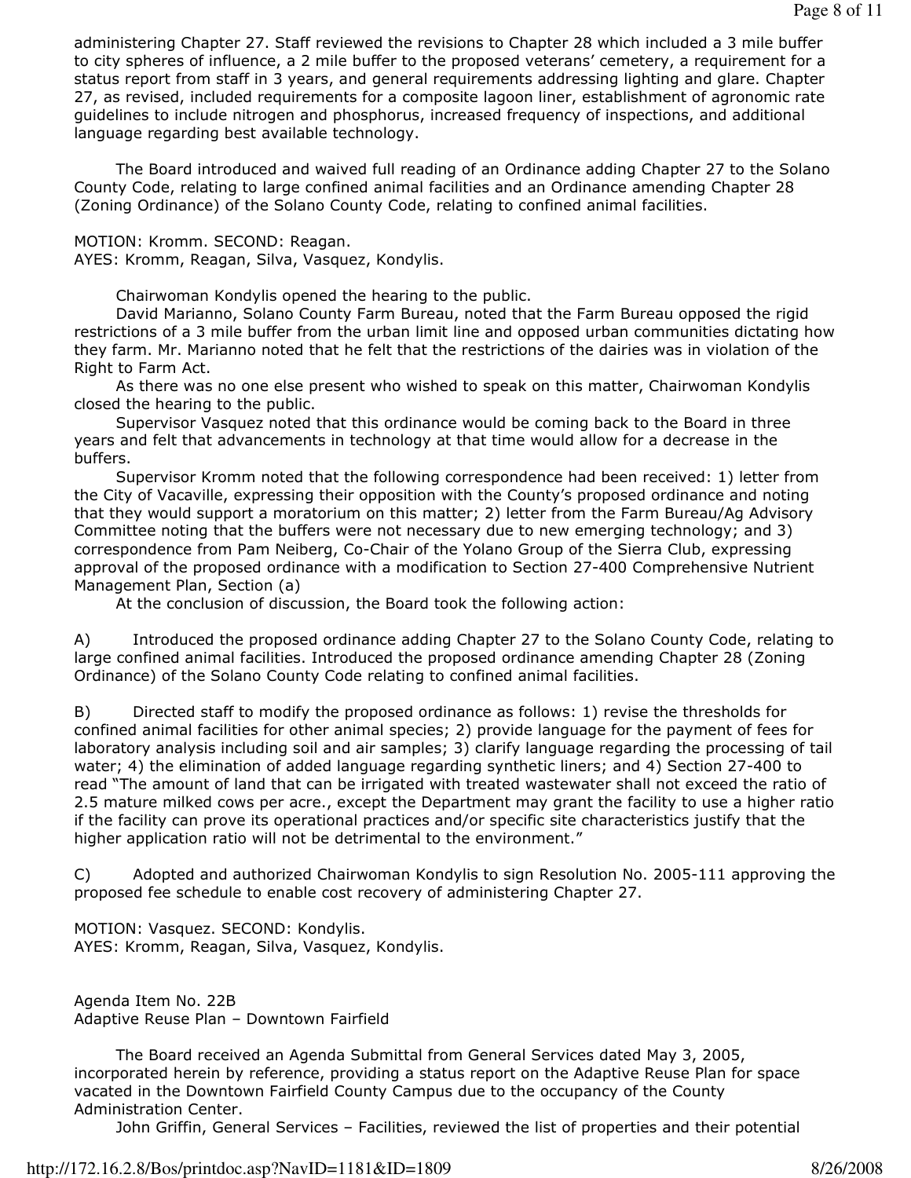administering Chapter 27. Staff reviewed the revisions to Chapter 28 which included a 3 mile buffer to city spheres of influence, a 2 mile buffer to the proposed veterans' cemetery, a requirement for a status report from staff in 3 years, and general requirements addressing lighting and glare. Chapter 27, as revised, included requirements for a composite lagoon liner, establishment of agronomic rate guidelines to include nitrogen and phosphorus, increased frequency of inspections, and additional language regarding best available technology.

The Board introduced and waived full reading of an Ordinance adding Chapter 27 to the Solano County Code, relating to large confined animal facilities and an Ordinance amending Chapter 28 (Zoning Ordinance) of the Solano County Code, relating to confined animal facilities.

MOTION: Kromm. SECOND: Reagan.
AYES: Kromm, Reagan, Silva, Vasquez, Kondylis.

Chairwoman Kondylis opened the hearing to the public.

David Marianno, Solano County Farm Bureau, noted that the Farm Bureau opposed the rigid restrictions of a 3 mile buffer from the urban limit line and opposed urban communities dictating how they farm. Mr. Marianno noted that he felt that the restrictions of the dairies was in violation of the Right to Farm Act.

As there was no one else present who wished to speak on this matter, Chairwoman Kondylis closed the hearing to the public.

Supervisor Vasquez noted that this ordinance would be coming back to the Board in three years and felt that advancements in technology at that time would allow for a decrease in the buffers.

Supervisor Kromm noted that the following correspondence had been received: 1) letter from the City of Vacaville, expressing their opposition with the County's proposed ordinance and noting that they would support a moratorium on this matter; 2) letter from the Farm Bureau/Ag Advisory Committee noting that the buffers were not necessary due to new emerging technology; and 3) correspondence from Pam Neiberg, Co-Chair of the Yolano Group of the Sierra Club, expressing approval of the proposed ordinance with a modification to Section 27-400 Comprehensive Nutrient Management Plan, Section (a)

At the conclusion of discussion, the Board took the following action:

A) Introduced the proposed ordinance adding Chapter 27 to the Solano County Code, relating to large confined animal facilities. Introduced the proposed ordinance amending Chapter 28 (Zoning Ordinance) of the Solano County Code relating to confined animal facilities.

B) Directed staff to modify the proposed ordinance as follows: 1) revise the thresholds for confined animal facilities for other animal species; 2) provide language for the payment of fees for laboratory analysis including soil and air samples; 3) clarify language regarding the processing of tail water; 4) the elimination of added language regarding synthetic liners; and 4) Section 27-400 to read "The amount of land that can be irrigated with treated wastewater shall not exceed the ratio of 2.5 mature milked cows per acre., except the Department may grant the facility to use a higher ratio if the facility can prove its operational practices and/or specific site characteristics justify that the higher application ratio will not be detrimental to the environment."

C) Adopted and authorized Chairwoman Kondylis to sign Resolution No. 2005-111 approving the proposed fee schedule to enable cost recovery of administering Chapter 27.

MOTION: Vasquez. SECOND: Kondylis.
AYES: Kromm, Reagan, Silva, Vasquez, Kondylis.

Agenda Item No. 22B
Adaptive Reuse Plan – Downtown Fairfield

The Board received an Agenda Submittal from General Services dated May 3, 2005, incorporated herein by reference, providing a status report on the Adaptive Reuse Plan for space vacated in the Downtown Fairfield County Campus due to the occupancy of the County Administration Center.

John Griffin, General Services – Facilities, reviewed the list of properties and their potential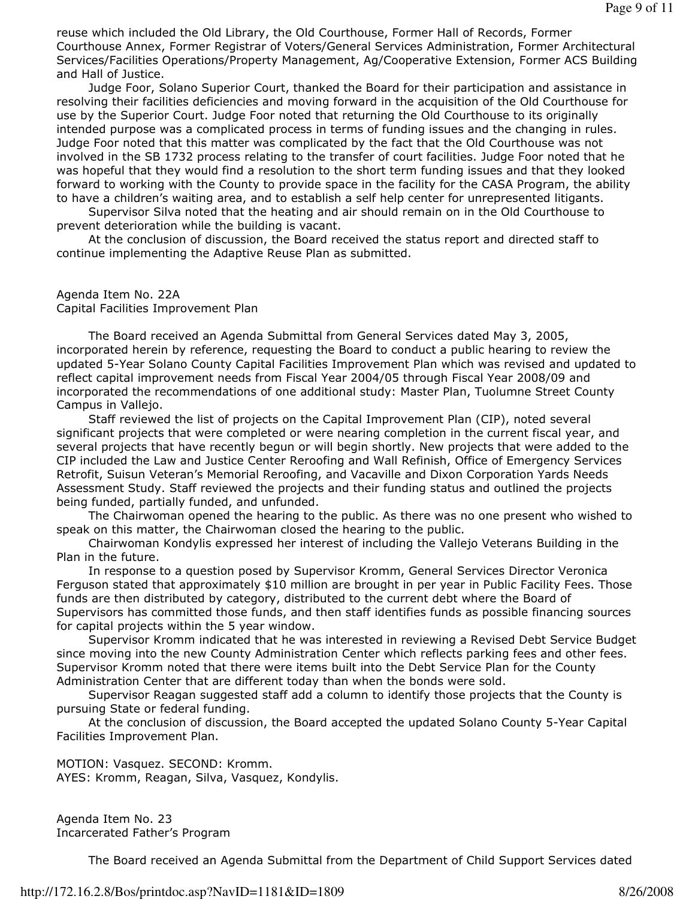reuse which included the Old Library, the Old Courthouse, Former Hall of Records, Former Courthouse Annex, Former Registrar of Voters/General Services Administration, Former Architectural Services/Facilities Operations/Property Management, Ag/Cooperative Extension, Former ACS Building and Hall of Justice.

Judge Foor, Solano Superior Court, thanked the Board for their participation and assistance in resolving their facilities deficiencies and moving forward in the acquisition of the Old Courthouse for use by the Superior Court. Judge Foor noted that returning the Old Courthouse to its originally intended purpose was a complicated process in terms of funding issues and the changing in rules. Judge Foor noted that this matter was complicated by the fact that the Old Courthouse was not involved in the SB 1732 process relating to the transfer of court facilities. Judge Foor noted that he was hopeful that they would find a resolution to the short term funding issues and that they looked forward to working with the County to provide space in the facility for the CASA Program, the ability to have a children's waiting area, and to establish a self help center for unrepresented litigants.

Supervisor Silva noted that the heating and air should remain on in the Old Courthouse to prevent deterioration while the building is vacant.

At the conclusion of discussion, the Board received the status report and directed staff to continue implementing the Adaptive Reuse Plan as submitted.

Agenda Item No. 22A
Capital Facilities Improvement Plan

The Board received an Agenda Submittal from General Services dated May 3, 2005, incorporated herein by reference, requesting the Board to conduct a public hearing to review the updated 5-Year Solano County Capital Facilities Improvement Plan which was revised and updated to reflect capital improvement needs from Fiscal Year 2004/05 through Fiscal Year 2008/09 and incorporated the recommendations of one additional study: Master Plan, Tuolumne Street County Campus in Vallejo.

Staff reviewed the list of projects on the Capital Improvement Plan (CIP), noted several significant projects that were completed or were nearing completion in the current fiscal year, and several projects that have recently begun or will begin shortly. New projects that were added to the CIP included the Law and Justice Center Reroofing and Wall Refinish, Office of Emergency Services Retrofit, Suisun Veteran's Memorial Reroofing, and Vacaville and Dixon Corporation Yards Needs Assessment Study. Staff reviewed the projects and their funding status and outlined the projects being funded, partially funded, and unfunded.

The Chairwoman opened the hearing to the public. As there was no one present who wished to speak on this matter, the Chairwoman closed the hearing to the public.

Chairwoman Kondylis expressed her interest of including the Vallejo Veterans Building in the Plan in the future.

In response to a question posed by Supervisor Kromm, General Services Director Veronica Ferguson stated that approximately $10 million are brought in per year in Public Facility Fees. Those funds are then distributed by category, distributed to the current debt where the Board of Supervisors has committed those funds, and then staff identifies funds as possible financing sources for capital projects within the 5 year window.

Supervisor Kromm indicated that he was interested in reviewing a Revised Debt Service Budget since moving into the new County Administration Center which reflects parking fees and other fees. Supervisor Kromm noted that there were items built into the Debt Service Plan for the County Administration Center that are different today than when the bonds were sold.

Supervisor Reagan suggested staff add a column to identify those projects that the County is pursuing State or federal funding.

At the conclusion of discussion, the Board accepted the updated Solano County 5-Year Capital Facilities Improvement Plan.

MOTION: Vasquez. SECOND: Kromm.
AYES: Kromm, Reagan, Silva, Vasquez, Kondylis.

Agenda Item No. 23
Incarcerated Father's Program

The Board received an Agenda Submittal from the Department of Child Support Services dated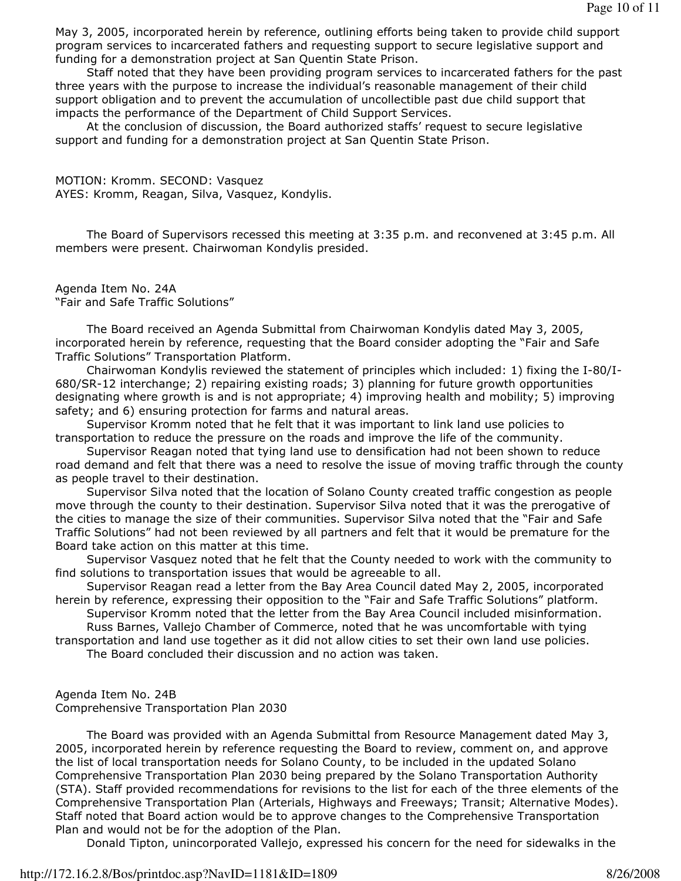May 3, 2005, incorporated herein by reference, outlining efforts being taken to provide child support program services to incarcerated fathers and requesting support to secure legislative support and funding for a demonstration project at San Quentin State Prison.

Staff noted that they have been providing program services to incarcerated fathers for the past three years with the purpose to increase the individual's reasonable management of their child support obligation and to prevent the accumulation of uncollectible past due child support that impacts the performance of the Department of Child Support Services.

At the conclusion of discussion, the Board authorized staffs' request to secure legislative support and funding for a demonstration project at San Quentin State Prison.

MOTION: Kromm. SECOND: Vasquez
AYES: Kromm, Reagan, Silva, Vasquez, Kondylis.

The Board of Supervisors recessed this meeting at 3:35 p.m. and reconvened at 3:45 p.m. All members were present. Chairwoman Kondylis presided.

Agenda Item No. 24A
"Fair and Safe Traffic Solutions"

The Board received an Agenda Submittal from Chairwoman Kondylis dated May 3, 2005, incorporated herein by reference, requesting that the Board consider adopting the "Fair and Safe Traffic Solutions" Transportation Platform.

Chairwoman Kondylis reviewed the statement of principles which included: 1) fixing the I-80/I-680/SR-12 interchange; 2) repairing existing roads; 3) planning for future growth opportunities designating where growth is and is not appropriate; 4) improving health and mobility; 5) improving safety; and 6) ensuring protection for farms and natural areas.

Supervisor Kromm noted that he felt that it was important to link land use policies to transportation to reduce the pressure on the roads and improve the life of the community.

Supervisor Reagan noted that tying land use to densification had not been shown to reduce road demand and felt that there was a need to resolve the issue of moving traffic through the county as people travel to their destination.

Supervisor Silva noted that the location of Solano County created traffic congestion as people move through the county to their destination. Supervisor Silva noted that it was the prerogative of the cities to manage the size of their communities. Supervisor Silva noted that the "Fair and Safe Traffic Solutions" had not been reviewed by all partners and felt that it would be premature for the Board take action on this matter at this time.

Supervisor Vasquez noted that he felt that the County needed to work with the community to find solutions to transportation issues that would be agreeable to all.

Supervisor Reagan read a letter from the Bay Area Council dated May 2, 2005, incorporated herein by reference, expressing their opposition to the "Fair and Safe Traffic Solutions" platform.

Supervisor Kromm noted that the letter from the Bay Area Council included misinformation.

Russ Barnes, Vallejo Chamber of Commerce, noted that he was uncomfortable with tying transportation and land use together as it did not allow cities to set their own land use policies.

The Board concluded their discussion and no action was taken.

Agenda Item No. 24B
Comprehensive Transportation Plan 2030

The Board was provided with an Agenda Submittal from Resource Management dated May 3, 2005, incorporated herein by reference requesting the Board to review, comment on, and approve the list of local transportation needs for Solano County, to be included in the updated Solano Comprehensive Transportation Plan 2030 being prepared by the Solano Transportation Authority (STA). Staff provided recommendations for revisions to the list for each of the three elements of the Comprehensive Transportation Plan (Arterials, Highways and Freeways; Transit; Alternative Modes). Staff noted that Board action would be to approve changes to the Comprehensive Transportation Plan and would not be for the adoption of the Plan.

Donald Tipton, unincorporated Vallejo, expressed his concern for the need for sidewalks in the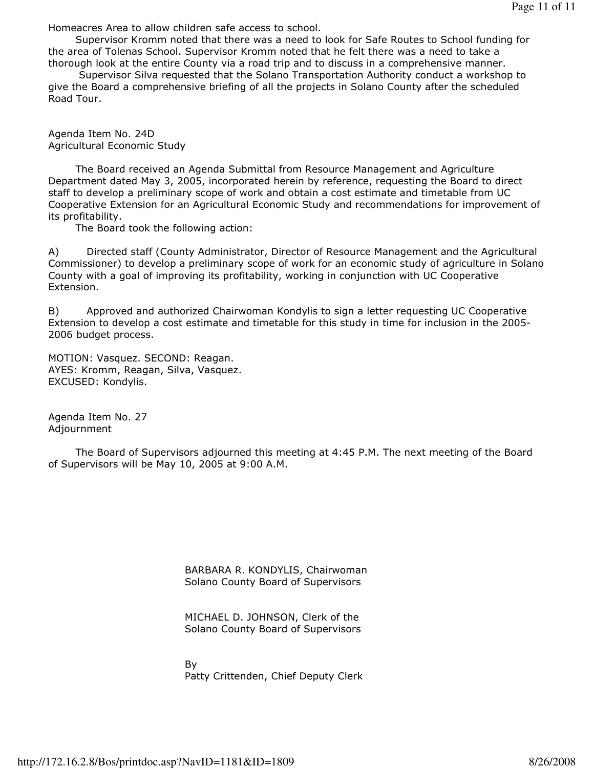Homeacres Area to allow children safe access to school.

Supervisor Kromm noted that there was a need to look for Safe Routes to School funding for the area of Tolenas School. Supervisor Kromm noted that he felt there was a need to take a thorough look at the entire County via a road trip and to discuss in a comprehensive manner.

Supervisor Silva requested that the Solano Transportation Authority conduct a workshop to give the Board a comprehensive briefing of all the projects in Solano County after the scheduled Road Tour.

Agenda Item No. 24D
Agricultural Economic Study

The Board received an Agenda Submittal from Resource Management and Agriculture Department dated May 3, 2005, incorporated herein by reference, requesting the Board to direct staff to develop a preliminary scope of work and obtain a cost estimate and timetable from UC Cooperative Extension for an Agricultural Economic Study and recommendations for improvement of its profitability.

The Board took the following action:

A) Directed staff (County Administrator, Director of Resource Management and the Agricultural Commissioner) to develop a preliminary scope of work for an economic study of agriculture in Solano County with a goal of improving its profitability, working in conjunction with UC Cooperative Extension.

B) Approved and authorized Chairwoman Kondylis to sign a letter requesting UC Cooperative Extension to develop a cost estimate and timetable for this study in time for inclusion in the 2005-2006 budget process.

MOTION: Vasquez. SECOND: Reagan.
AYES: Kromm, Reagan, Silva, Vasquez.
EXCUSED: Kondylis.

Agenda Item No. 27
Adjournment

The Board of Supervisors adjourned this meeting at 4:45 P.M. The next meeting of the Board of Supervisors will be May 10, 2005 at 9:00 A.M.

BARBARA R. KONDYLIS, Chairwoman
Solano County Board of Supervisors

MICHAEL D. JOHNSON, Clerk of the
Solano County Board of Supervisors

By
Patty Crittenden, Chief Deputy Clerk